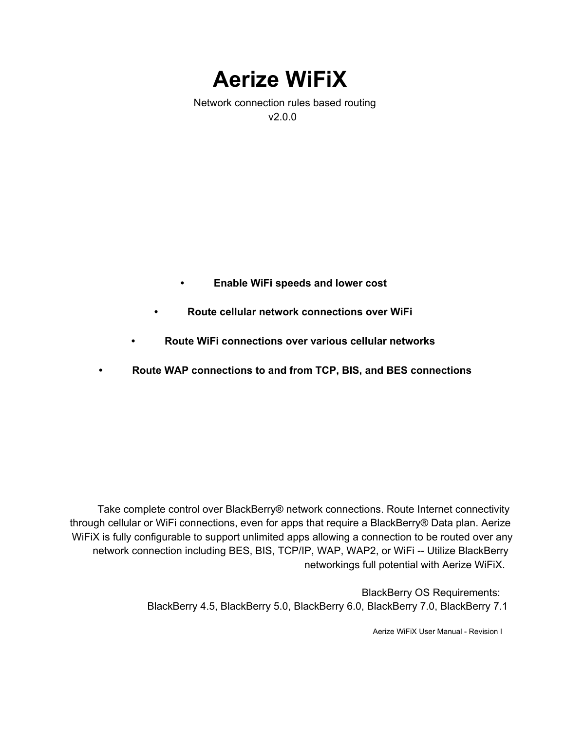# Aerize WiFiX

Network connection rules based routing
v2.0.0

- **Enable WiFi speeds and lower cost**
- **Route cellular network connections over WiFi**
- **Route WiFi connections over various cellular networks**
- **Route WAP connections to and from TCP, BIS, and BES connections**

Take complete control over BlackBerry® network connections. Route Internet connectivity through cellular or WiFi connections, even for apps that require a BlackBerry® Data plan. Aerize WiFiX is fully configurable to support unlimited apps allowing a connection to be routed over any network connection including BES, BIS, TCP/IP, WAP, WAP2, or WiFi -- Utilize BlackBerry networkings full potential with Aerize WiFiX.

BlackBerry OS Requirements:
BlackBerry 4.5, BlackBerry 5.0, BlackBerry 6.0, BlackBerry 7.0, BlackBerry 7.1

Aerize WiFiX User Manual - Revision I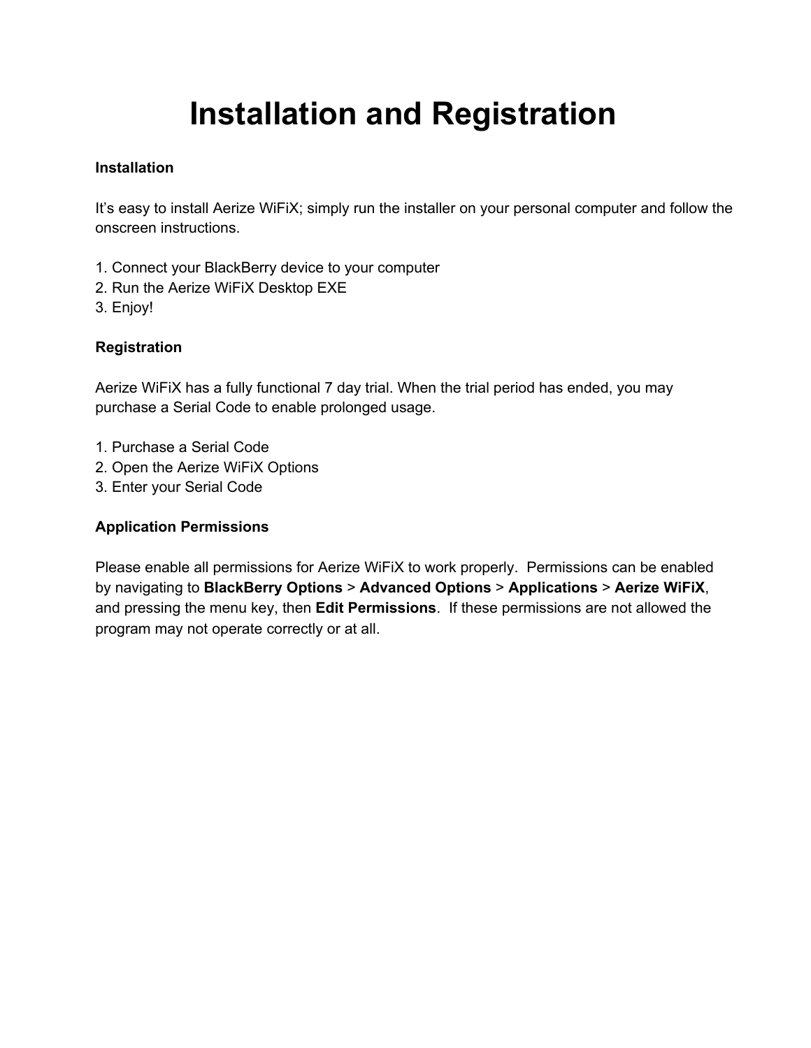# Installation and Registration

**Installation**

It's easy to install Aerize WiFiX; simply run the installer on your personal computer and follow the onscreen instructions.

1. Connect your BlackBerry device to your computer
2. Run the Aerize WiFiX Desktop EXE
3. Enjoy!

**Registration**

Aerize WiFiX has a fully functional 7 day trial. When the trial period has ended, you may purchase a Serial Code to enable prolonged usage.

1. Purchase a Serial Code
2. Open the Aerize WiFiX Options
3. Enter your Serial Code

**Application Permissions**

Please enable all permissions for Aerize WiFiX to work properly. Permissions can be enabled by navigating to **BlackBerry Options** > **Advanced Options** > **Applications** > **Aerize WiFiX**, and pressing the menu key, then **Edit Permissions**. If these permissions are not allowed the program may not operate correctly or at all.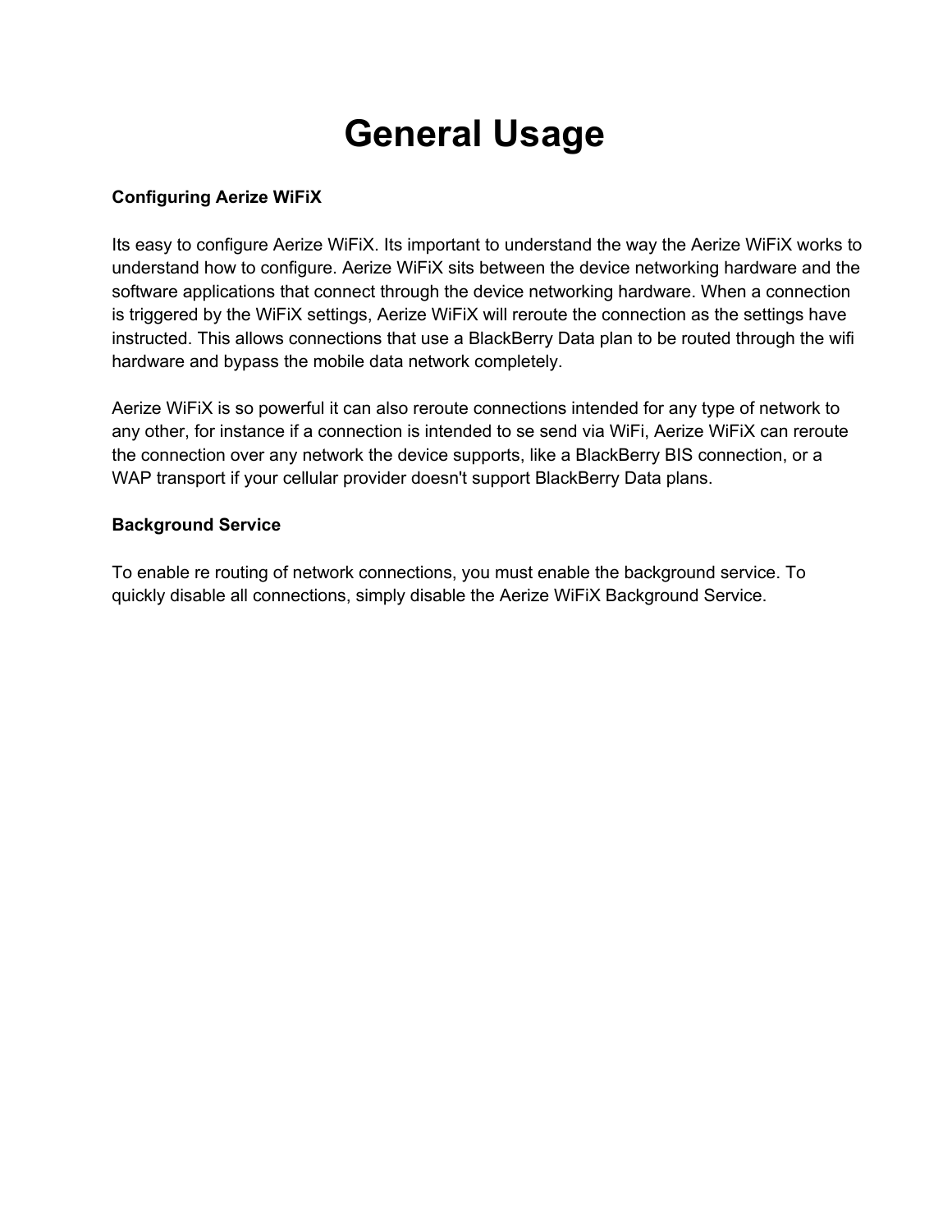# General Usage

**Configuring Aerize WiFiX**

Its easy to configure Aerize WiFiX. Its important to understand the way the Aerize WiFiX works to understand how to configure. Aerize WiFiX sits between the device networking hardware and the software applications that connect through the device networking hardware. When a connection is triggered by the WiFiX settings, Aerize WiFiX will reroute the connection as the settings have instructed. This allows connections that use a BlackBerry Data plan to be routed through the wifi hardware and bypass the mobile data network completely.

Aerize WiFiX is so powerful it can also reroute connections intended for any type of network to any other, for instance if a connection is intended to se send via WiFi, Aerize WiFiX can reroute the connection over any network the device supports, like a BlackBerry BIS connection, or a WAP transport if your cellular provider doesn't support BlackBerry Data plans.

**Background Service**

To enable re routing of network connections, you must enable the background service. To quickly disable all connections, simply disable the Aerize WiFiX Background Service.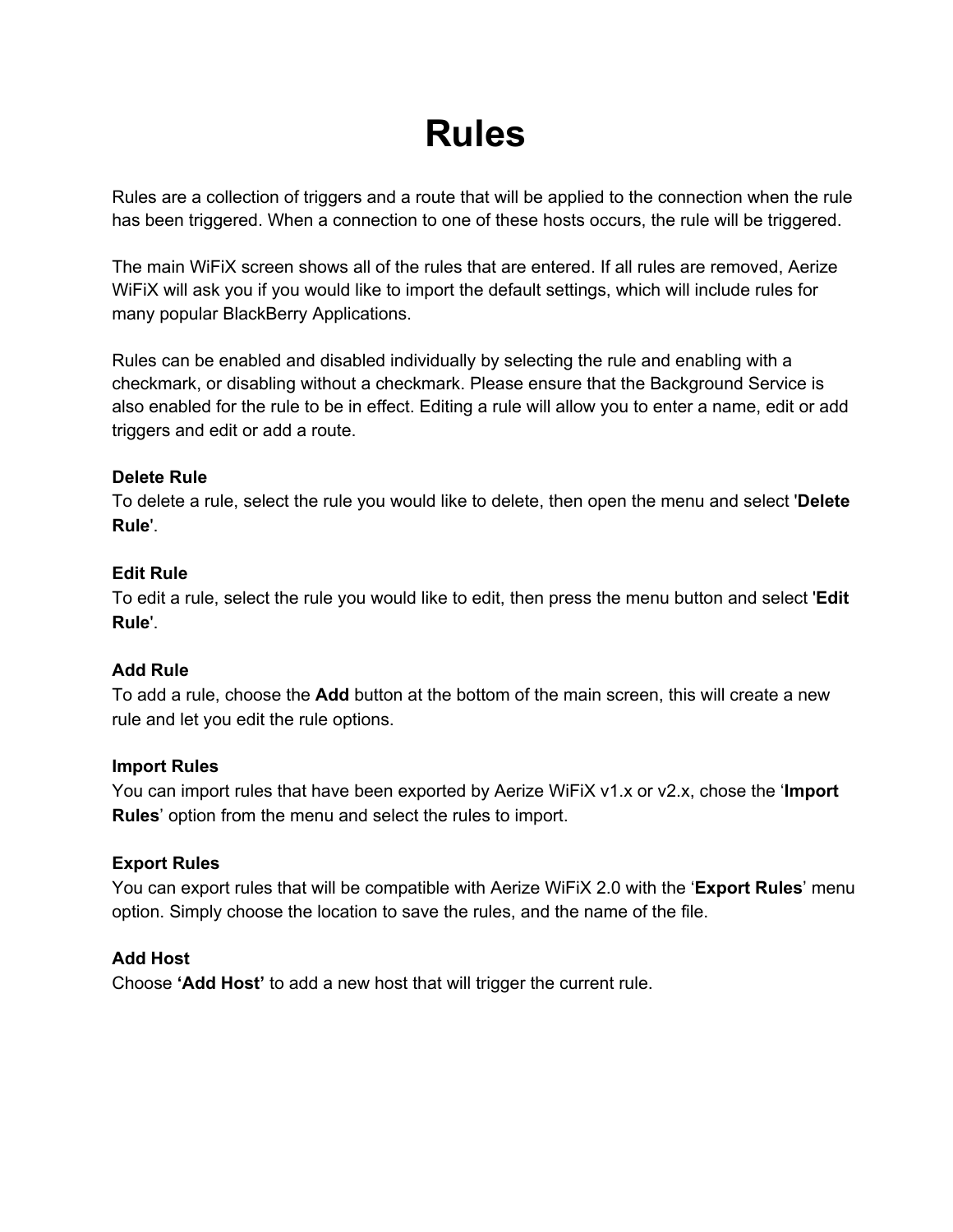# Rules

Rules are a collection of triggers and a route that will be applied to the connection when the rule has been triggered. When a connection to one of these hosts occurs, the rule will be triggered.

The main WiFiX screen shows all of the rules that are entered. If all rules are removed, Aerize WiFiX will ask you if you would like to import the default settings, which will include rules for many popular BlackBerry Applications.

Rules can be enabled and disabled individually by selecting the rule and enabling with a checkmark, or disabling without a checkmark. Please ensure that the Background Service is also enabled for the rule to be in effect. Editing a rule will allow you to enter a name, edit or add triggers and edit or add a route.

**Delete Rule**
To delete a rule, select the rule you would like to delete, then open the menu and select '**Delete Rule**'.

**Edit Rule**
To edit a rule, select the rule you would like to edit, then press the menu button and select '**Edit Rule**'.

**Add Rule**
To add a rule, choose the **Add** button at the bottom of the main screen, this will create a new rule and let you edit the rule options.

**Import Rules**
You can import rules that have been exported by Aerize WiFiX v1.x or v2.x, chose the '**Import Rules**' option from the menu and select the rules to import.

**Export Rules**
You can export rules that will be compatible with Aerize WiFiX 2.0 with the '**Export Rules**' menu option. Simply choose the location to save the rules, and the name of the file.

**Add Host**
Choose **'Add Host'** to add a new host that will trigger the current rule.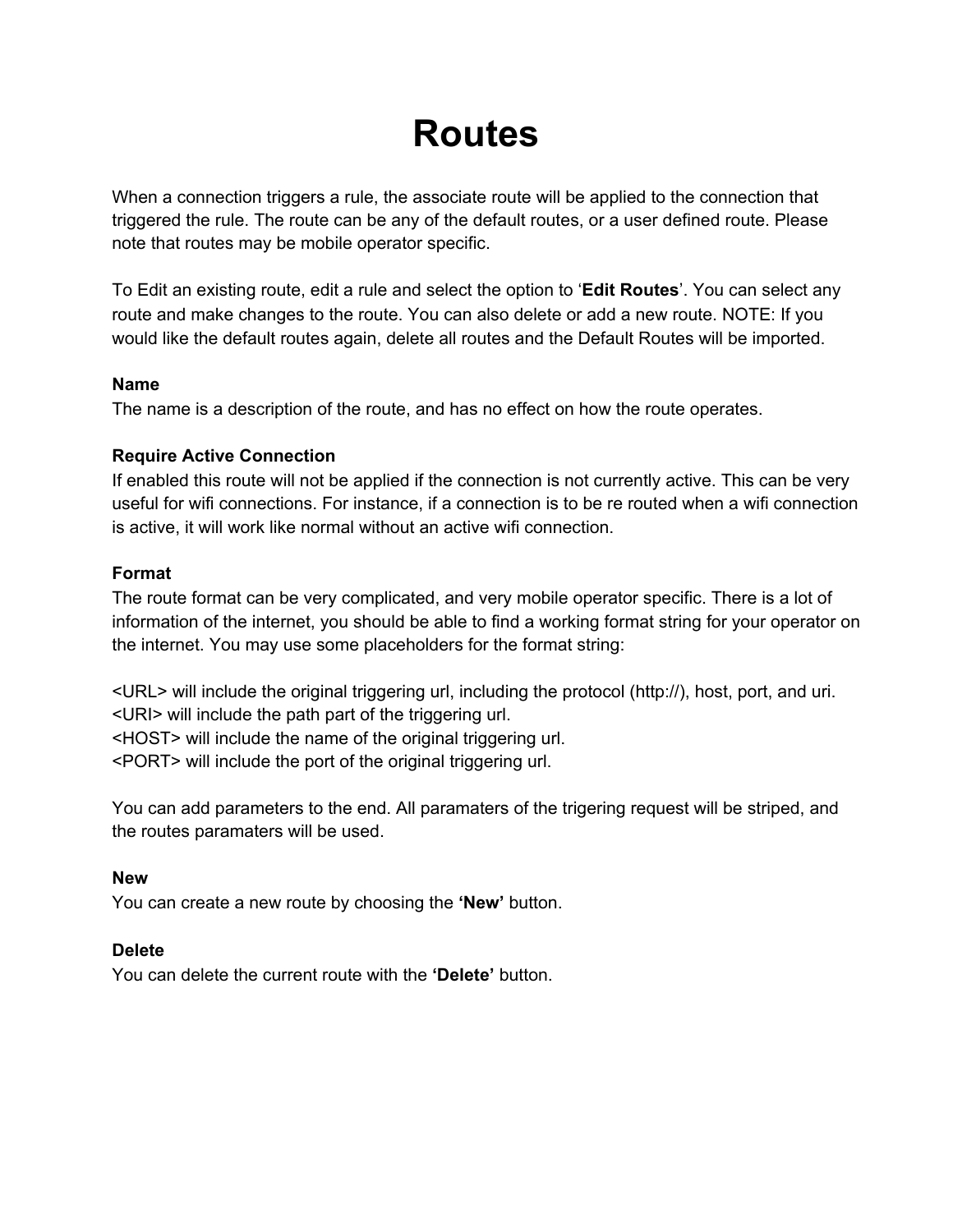# Routes

When a connection triggers a rule, the associate route will be applied to the connection that triggered the rule. The route can be any of the default routes, or a user defined route. Please note that routes may be mobile operator specific.

To Edit an existing route, edit a rule and select the option to '**Edit Routes**'. You can select any route and make changes to the route. You can also delete or add a new route. NOTE: If you would like the default routes again, delete all routes and the Default Routes will be imported.

**Name**
The name is a description of the route, and has no effect on how the route operates.

**Require Active Connection**
If enabled this route will not be applied if the connection is not currently active. This can be very useful for wifi connections. For instance, if a connection is to be re routed when a wifi connection is active, it will work like normal without an active wifi connection.

**Format**
The route format can be very complicated, and very mobile operator specific. There is a lot of information of the internet, you should be able to find a working format string for your operator on the internet. You may use some placeholders for the format string:

<URL> will include the original triggering url, including the protocol (http://), host, port, and uri.
<URI> will include the path part of the triggering url.
<HOST> will include the name of the original triggering url.
<PORT> will include the port of the original triggering url.

You can add parameters to the end. All paramaters of the trigering request will be striped, and the routes paramaters will be used.

**New**
You can create a new route by choosing the **'New'** button.

**Delete**
You can delete the current route with the **'Delete'** button.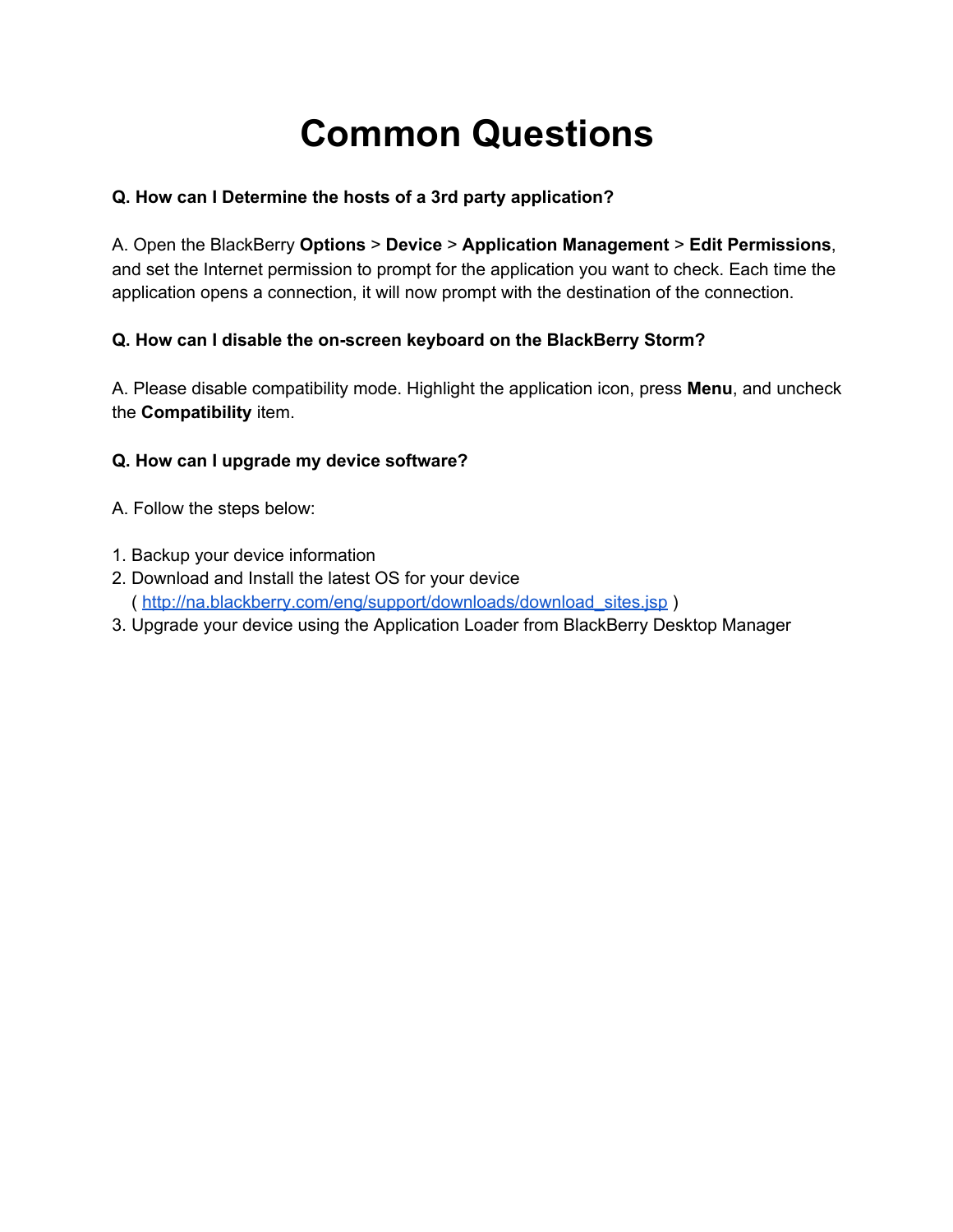# Common Questions

**Q. How can I Determine the hosts of a 3rd party application?**

A. Open the BlackBerry **Options** > **Device** > **Application Management** > **Edit Permissions**, and set the Internet permission to prompt for the application you want to check. Each time the application opens a connection, it will now prompt with the destination of the connection.

**Q. How can I disable the on-screen keyboard on the BlackBerry Storm?**

A. Please disable compatibility mode. Highlight the application icon, press **Menu**, and uncheck the **Compatibility** item.

**Q. How can I upgrade my device software?**

A. Follow the steps below:

1. Backup your device information
2. Download and Install the latest OS for your device ( [http://na.blackberry.com/eng/support/downloads/download_sites.jsp](http://na.blackberry.com/eng/support/downloads/download_sites.jsp) )
3. Upgrade your device using the Application Loader from BlackBerry Desktop Manager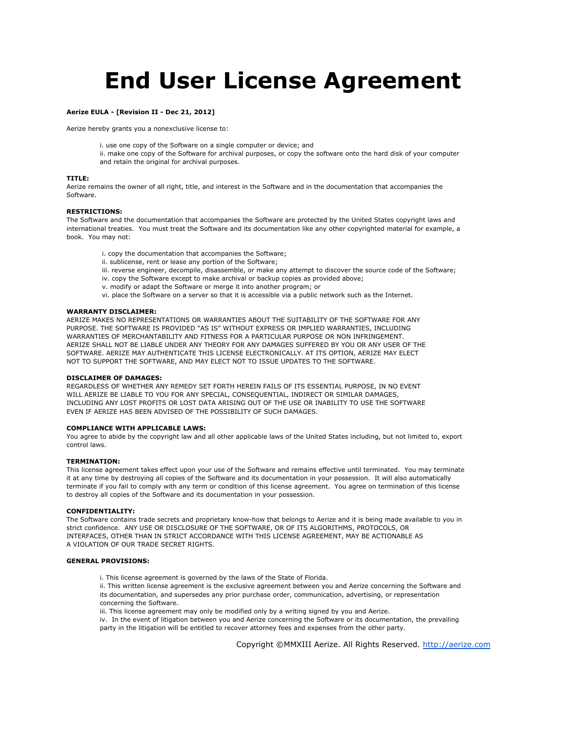# End User License Agreement

**Aerize EULA - [Revision II - Dec 21, 2012]**

Aerize hereby grants you a nonexclusive license to:

i. use one copy of the Software on a single computer or device; and
ii. make one copy of the Software for archival purposes, or copy the software onto the hard disk of your computer and retain the original for archival purposes.

**TITLE:**
Aerize remains the owner of all right, title, and interest in the Software and in the documentation that accompanies the Software.

**RESTRICTIONS:**
The Software and the documentation that accompanies the Software are protected by the United States copyright laws and international treaties. You must treat the Software and its documentation like any other copyrighted material for example, a book. You may not:

i. copy the documentation that accompanies the Software;
ii. sublicense, rent or lease any portion of the Software;
iii. reverse engineer, decompile, disassemble, or make any attempt to discover the source code of the Software;
iv. copy the Software except to make archival or backup copies as provided above;
v. modify or adapt the Software or merge it into another program; or
vi. place the Software on a server so that it is accessible via a public network such as the Internet.

**WARRANTY DISCLAIMER:**
AERIZE MAKES NO REPRESENTATIONS OR WARRANTIES ABOUT THE SUITABILITY OF THE SOFTWARE FOR ANY PURPOSE. THE SOFTWARE IS PROVIDED "AS IS" WITHOUT EXPRESS OR IMPLIED WARRANTIES, INCLUDING WARRANTIES OF MERCHANTABILITY AND FITNESS FOR A PARTICULAR PURPOSE OR NON INFRINGEMENT. AERIZE SHALL NOT BE LIABLE UNDER ANY THEORY FOR ANY DAMAGES SUFFERED BY YOU OR ANY USER OF THE SOFTWARE. AERIZE MAY AUTHENTICATE THIS LICENSE ELECTRONICALLY. AT ITS OPTION, AERIZE MAY ELECT NOT TO SUPPORT THE SOFTWARE, AND MAY ELECT NOT TO ISSUE UPDATES TO THE SOFTWARE.

**DISCLAIMER OF DAMAGES:**
REGARDLESS OF WHETHER ANY REMEDY SET FORTH HEREIN FAILS OF ITS ESSENTIAL PURPOSE, IN NO EVENT WILL AERIZE BE LIABLE TO YOU FOR ANY SPECIAL, CONSEQUENTIAL, INDIRECT OR SIMILAR DAMAGES, INCLUDING ANY LOST PROFITS OR LOST DATA ARISING OUT OF THE USE OR INABILITY TO USE THE SOFTWARE EVEN IF AERIZE HAS BEEN ADVISED OF THE POSSIBILITY OF SUCH DAMAGES.

**COMPLIANCE WITH APPLICABLE LAWS:**
You agree to abide by the copyright law and all other applicable laws of the United States including, but not limited to, export control laws.

**TERMINATION:**
This license agreement takes effect upon your use of the Software and remains effective until terminated. You may terminate it at any time by destroying all copies of the Software and its documentation in your possession. It will also automatically terminate if you fail to comply with any term or condition of this license agreement. You agree on termination of this license to destroy all copies of the Software and its documentation in your possession.

**CONFIDENTIALITY:**
The Software contains trade secrets and proprietary know-how that belongs to Aerize and it is being made available to you in strict confidence. ANY USE OR DISCLOSURE OF THE SOFTWARE, OR OF ITS ALGORITHMS, PROTOCOLS, OR INTERFACES, OTHER THAN IN STRICT ACCORDANCE WITH THIS LICENSE AGREEMENT, MAY BE ACTIONABLE AS A VIOLATION OF OUR TRADE SECRET RIGHTS.

**GENERAL PROVISIONS:**

i. This license agreement is governed by the laws of the State of Florida.
ii. This written license agreement is the exclusive agreement between you and Aerize concerning the Software and its documentation, and supersedes any prior purchase order, communication, advertising, or representation concerning the Software.
iii. This license agreement may only be modified only by a writing signed by you and Aerize.
iv. In the event of litigation between you and Aerize concerning the Software or its documentation, the prevailing party in the litigation will be entitled to recover attorney fees and expenses from the other party.

Copyright ©MMXIII Aerize. All Rights Reserved. http://aerize.com